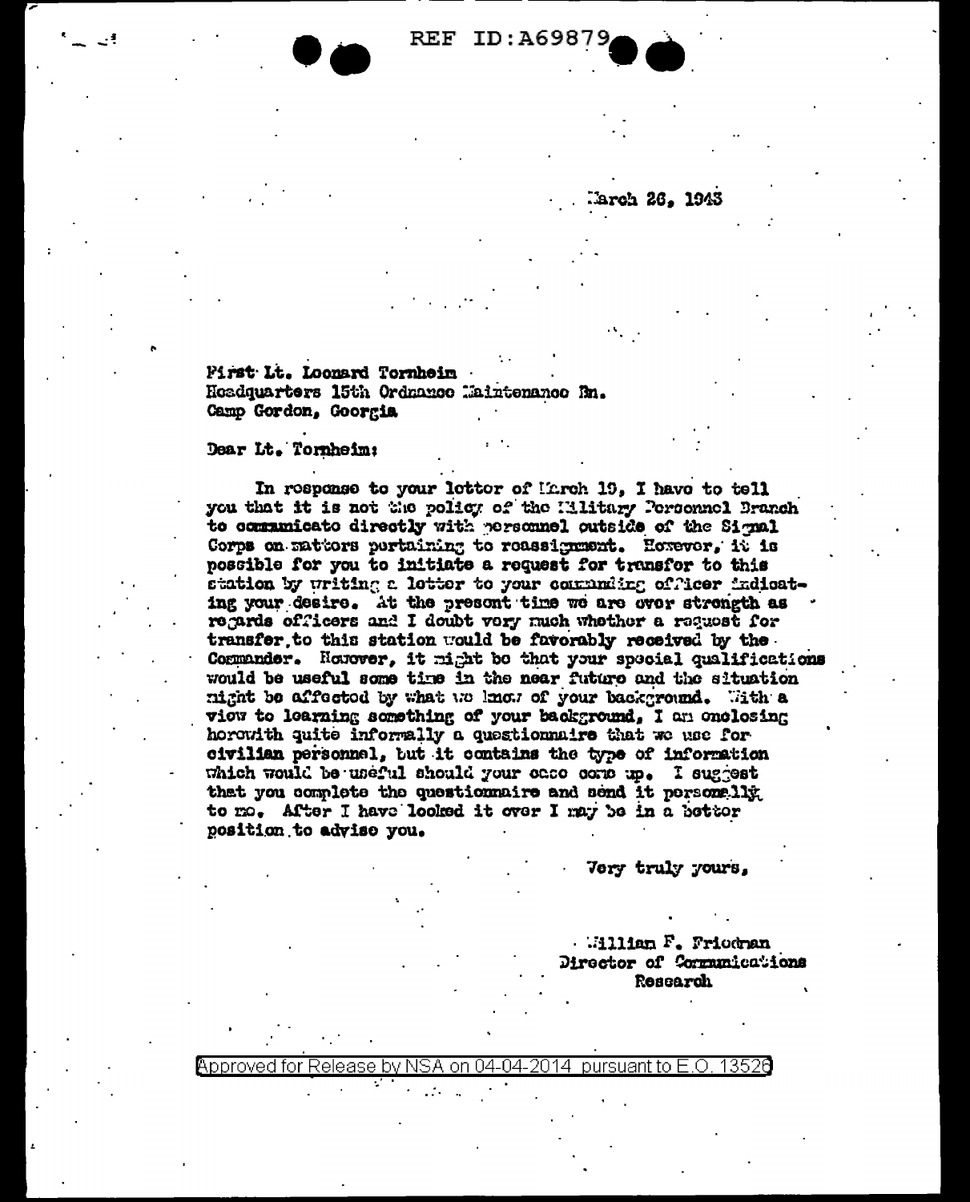REF ID:A69879

March 26, 1943

First Lt. Leonard Tornheim
Headquarters 15th Ordnance Maintenance Bn.
Camp Gordon, Georgia

Dear Lt. Tornheim:

In response to your letter of March 19, I have to tell you that it is not the policy of the Military Personnel Branch to communicate directly with personnel outside of the Signal Corps on matters pertaining to reassignment. However, it is possible for you to initiate a request for transfer to this station by writing a letter to your commanding officer indicating your desire. At the present time we are over strength as regards officers and I doubt very much whether a request for transfer to this station would be favorably received by the Commander. However, it might be that your special qualifications would be useful some time in the near future and the situation might be affected by what we know of your background. With a view to learning something of your background, I am enclosing herewith quite informally a questionnaire that we use for civilian personnel, but it contains the type of information which would be useful should your case come up. I suggest that you complete the questionnaire and send it personally to me. After I have looked it over I may be in a better position to advise you.

Very truly yours,

William F. Friedman
Director of Communications Research

Approved for Release by NSA on 04-04-2014 pursuant to E.O. 13526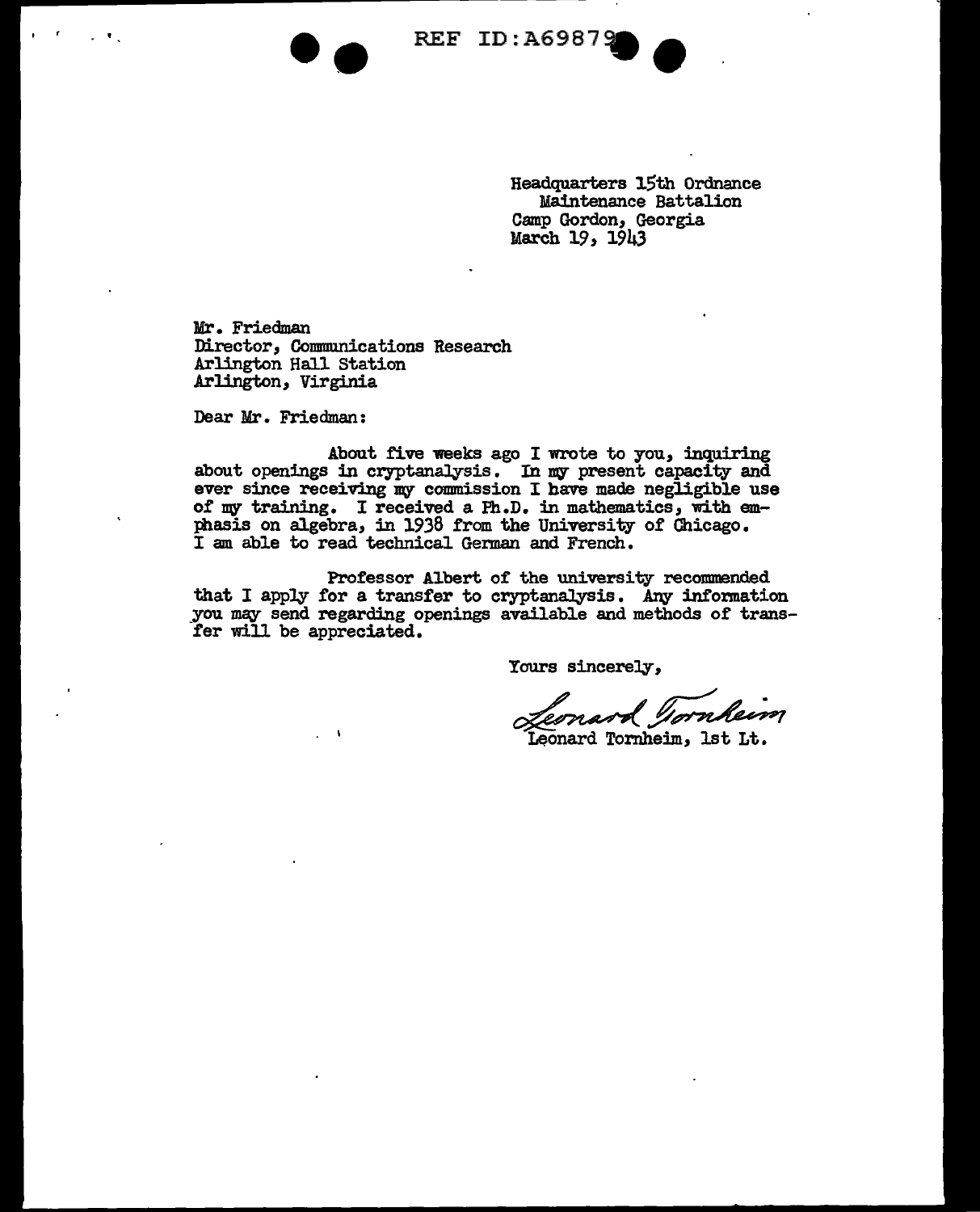REF ID:A69879

Headquarters 15th Ordnance
Maintenance Battalion
Camp Gordon, Georgia
March 19, 1943

Mr. Friedman
Director, Communications Research
Arlington Hall Station
Arlington, Virginia

Dear Mr. Friedman:

About five weeks ago I wrote to you, inquiring about openings in cryptanalysis. In my present capacity and ever since receiving my commission I have made negligible use of my training. I received a Ph.D. in mathematics, with emphasis on algebra, in 1938 from the University of Chicago. I am able to read technical German and French.

Professor Albert of the university recommended that I apply for a transfer to cryptanalysis. Any information you may send regarding openings available and methods of transfer will be appreciated.

Yours sincerely,

Leonard Tornheim

Leonard Tornheim, 1st Lt.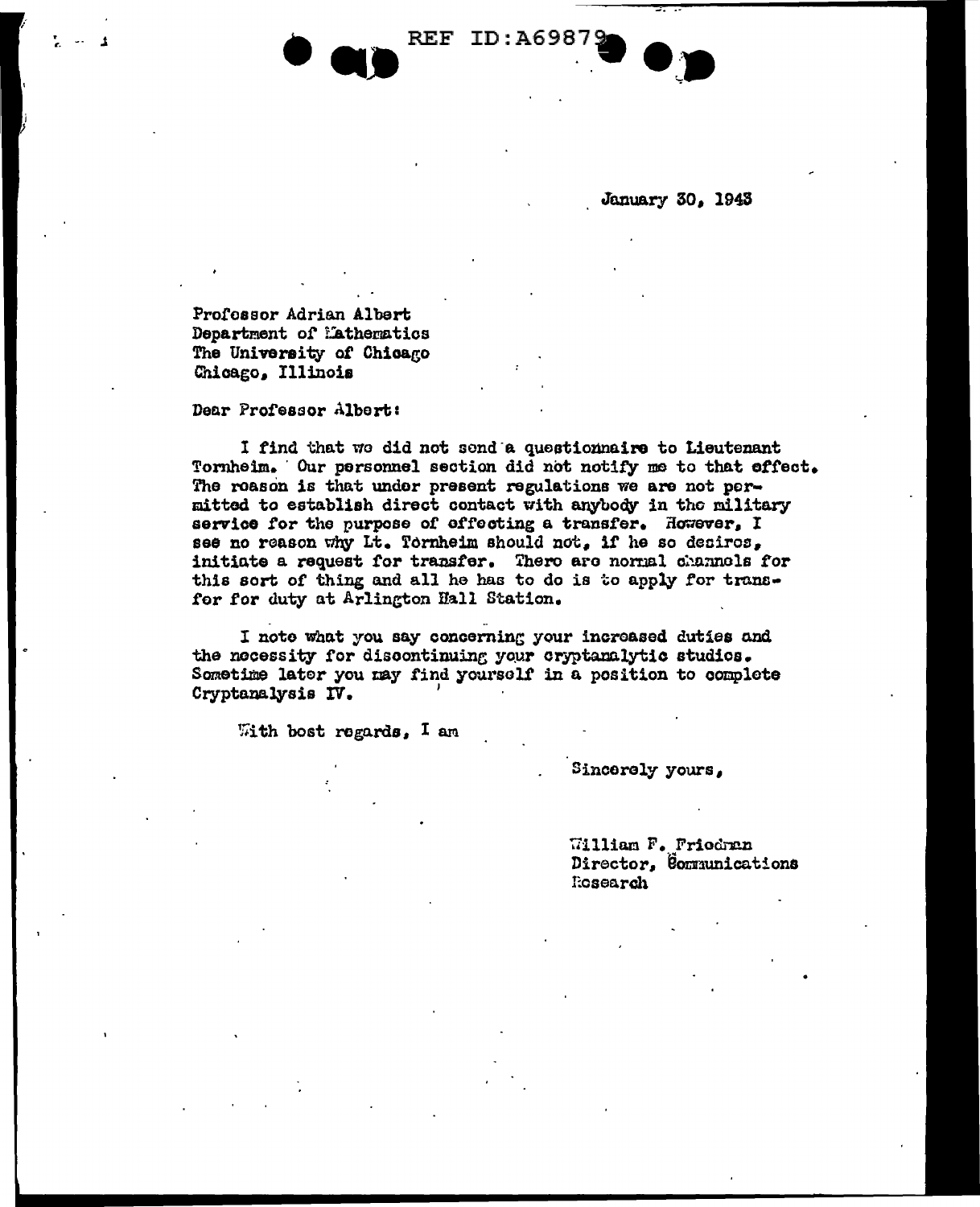January 30, 1943

Professor Adrian Albert
Department of Mathematics
The University of Chicago
Chicago, Illinois

Dear Professor Albert:

I find that we did not send a questionnaire to Lieutenant Tornheim. Our personnel section did not notify me to that effect. The reason is that under present regulations we are not permitted to establish direct contact with anybody in the military service for the purpose of effecting a transfer. However, I see no reason why Lt. Tornheim should not, if he so desires, initiate a request for transfer. There are normal channels for this sort of thing and all he has to do is to apply for transfer for duty at Arlington Hall Station.

I note what you say concerning your increased duties and the necessity for discontinuing your cryptanalytic studies. Sometime later you may find yourself in a position to complete Cryptanalysis IV.

With best regards, I am

Sincerely yours,

William F. Friedman
Director, Communications Research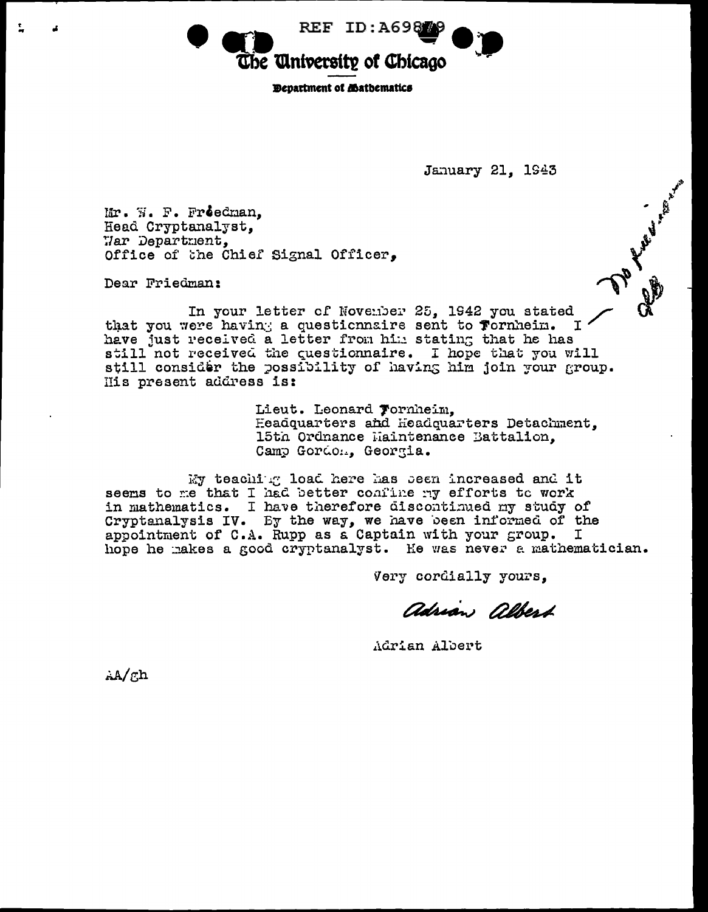REF ID:A69879

# The University of Chicago

**Department of Mathematics**

January 21, 1943

Mr. W. F. Friedman,
Head Cryptanalyst,
War Department,
Office of the Chief Signal Officer,

Dear Friedman:

In your letter of November 25, 1942 you stated that you were having a questionnaire sent to Fornheim. I have just received a letter from him stating that he has still not received the questionnaire. I hope that you will still consider the possibility of having him join your group. His present address is:

> Lieut. Leonard Fornheim,
> Headquarters and Headquarters Detachment,
> 15th Ordnance Maintenance Battalion,
> Camp Gordon, Georgia.

My teaching load here has been increased and it seems to me that I had better confine my efforts to work in mathematics. I have therefore discontinued my study of Cryptanalysis IV. By the way, we have been informed of the appointment of C.A. Rupp as a Captain with your group. I hope he makes a good cryptanalyst. He was never a mathematician.

Very cordially yours,

*Adrian Albert*

Adrian Albert

AA/gh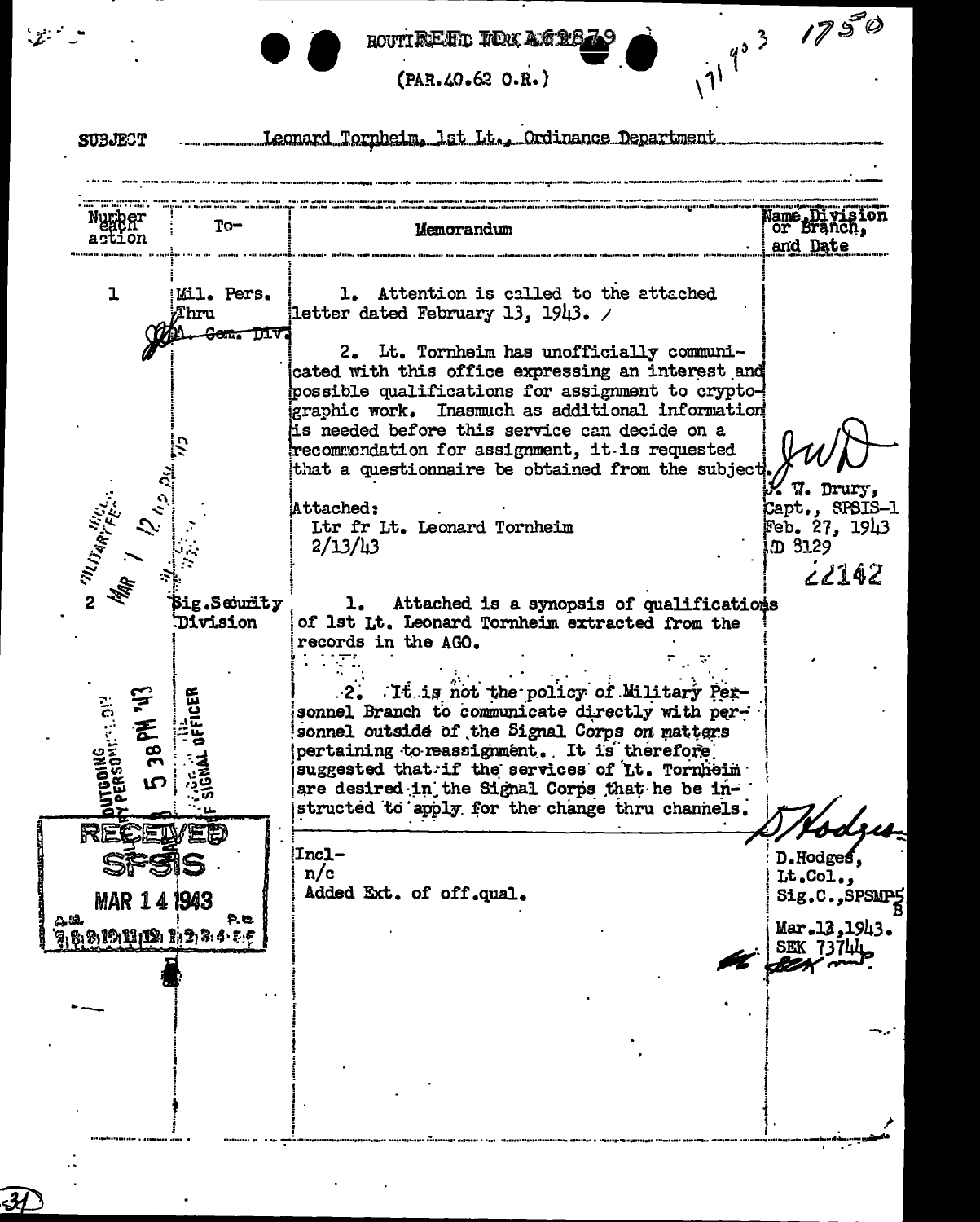ROUTING AND RECORD SHEET

(PAR.40.62 O.R.)

1717903 1750

SUBJECT Leonard Tornheim, 1st Lt., Ordinance Department

| Number each action | To- | Memorandum | Name, Division or Branch, and Date |
|---|---|---|---|
| 1 | Mil. Pers. Thru ~~A. Com. Div.~~ | 1. Attention is called to the attached letter dated February 13, 1943. / <br><br> 2. Lt. Tornheim has unofficially communicated with this office expressing an interest and possible qualifications for assignment to cryptographic work. Inasmuch as additional information is needed before this service can decide on a recommendation for assignment, it is requested that a questionnaire be obtained from the subject. <br><br> Attached: <br> Ltr fr Lt. Leonard Tornheim <br> 2/13/43 | JWD <br> J. W. Drury, <br> Capt., SPSIS-1 <br> Feb. 27, 1943 <br> D 3129 <br> 22142 |
| 2 | Sig. Security Division | 1. Attached is a synopsis of qualifications of 1st Lt. Leonard Tornheim extracted from the records in the AGO. <br><br> 2. It is not the policy of Military Personnel Branch to communicate directly with personnel outside of the Signal Corps on matters pertaining to reassignment. It is therefore suggested that if the services of Lt. Tornheim are desired in the Signal Corps that he be instructed to apply for the change thru channels. <br><br> Incl- <br> n/c <br> Added Ext. of off.qual. | D. Hodges <br> D. Hodges, <br> Lt. Col., <br> Sig.C., SPSMP5B <br> Mar. 13, 1943. <br> SEK 73744 |

MILITARY PERS. MAR 1 12 42 PM

OUTGOING MILITARY PERSONNEL DIV. 5 38 PM '43 OFFICE OF CHIEF SIGNAL OFFICER

RECEIVED SPSIS MAR 14 1943 A.M. 7,8,9,10,11,12,1,2,3,4,5,6 P.M.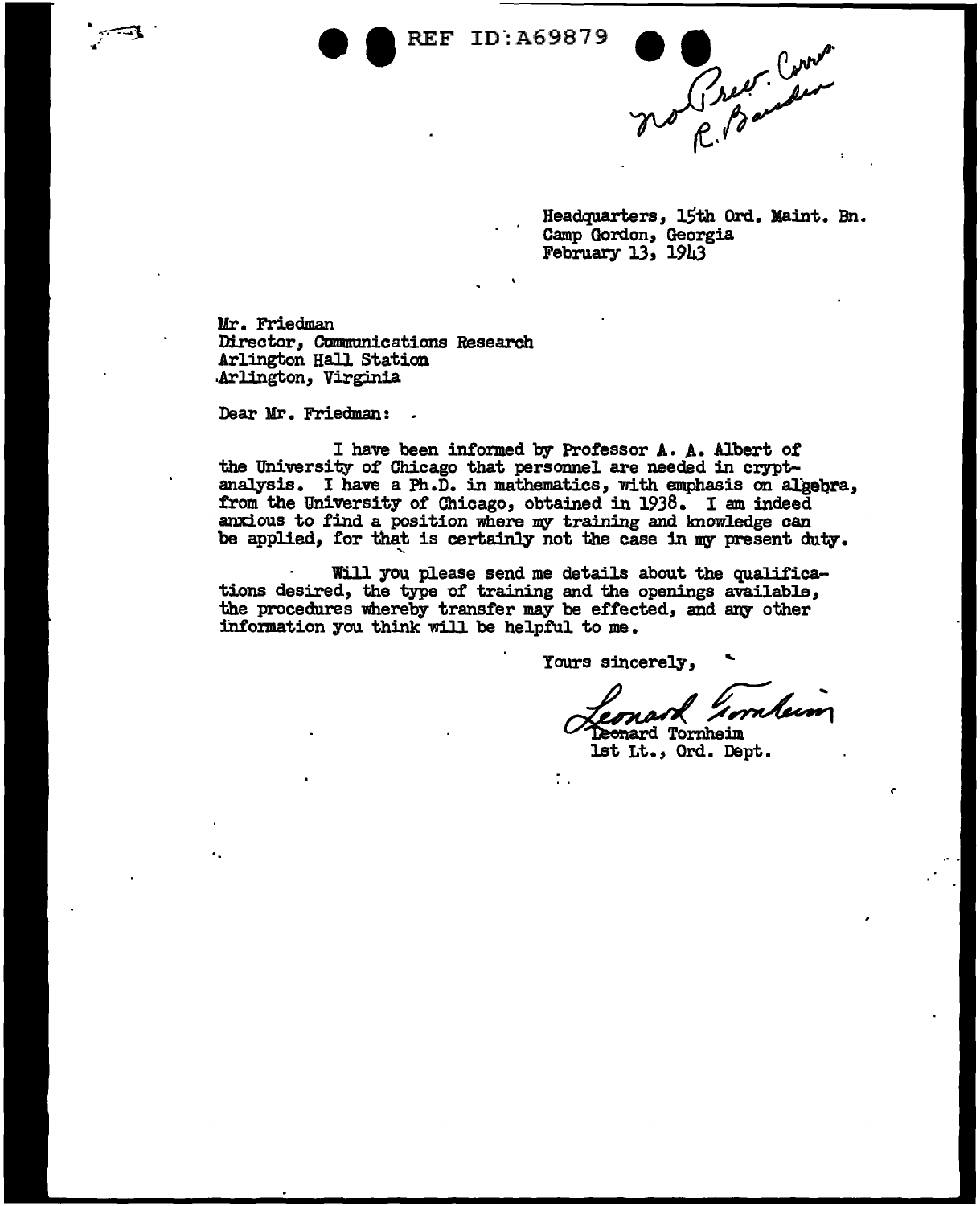REF ID:A69879

no Prev. Corres.
R. Bauder

Headquarters, 15th Ord. Maint. Bn.
Camp Gordon, Georgia
February 13, 1943

Mr. Friedman
Director, Communications Research
Arlington Hall Station
Arlington, Virginia

Dear Mr. Friedman:

I have been informed by Professor A. A. Albert of the University of Chicago that personnel are needed in cryptanalysis. I have a Ph.D. in mathematics, with emphasis on algebra, from the University of Chicago, obtained in 1938. I am indeed anxious to find a position where my training and knowledge can be applied, for that is certainly not the case in my present duty.

Will you please send me details about the qualifications desired, the type of training and the openings available, the procedures whereby transfer may be effected, and any other information you think will be helpful to me.

Yours sincerely,

Leonard Tornheim

Leonard Tornheim
1st Lt., Ord. Dept.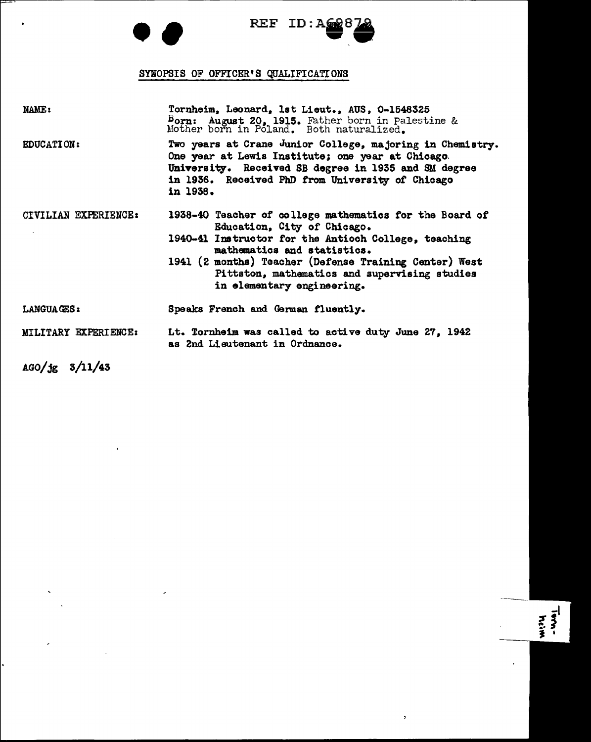REF ID:A69872

## SYNOPSIS OF OFFICER'S QUALIFICATIONS

| | |
|---|---|
| NAME: | Tornheim, Leonard, 1st Lieut., AUS, O-1548325<br>Born: August 20, 1915. Father born in Palestine & Mother born in Poland. Both naturalized. |
| EDUCATION: | Two years at Crane Junior College, majoring in Chemistry. One year at Lewis Institute; one year at Chicago University. Received SB degree in 1935 and SM degree in 1936. Received PhD from University of Chicago in 1938. |
| CIVILIAN EXPERIENCE: | 1938-40 Teacher of college mathematics for the Board of Education, City of Chicago.<br>1940-41 Instructor for the Antioch College, teaching mathematics and statistics.<br>1941 (2 months) Teacher (Defense Training Center) West Pittston, mathematics and supervising studies in elementary engineering. |
| LANGUAGES: | Speaks French and German fluently. |
| MILITARY EXPERIENCE: | Lt. Tornheim was called to active duty June 27, 1942 as 2nd Lieutenant in Ordnance. |

AGO/jg 3/11/43

Torn-heim